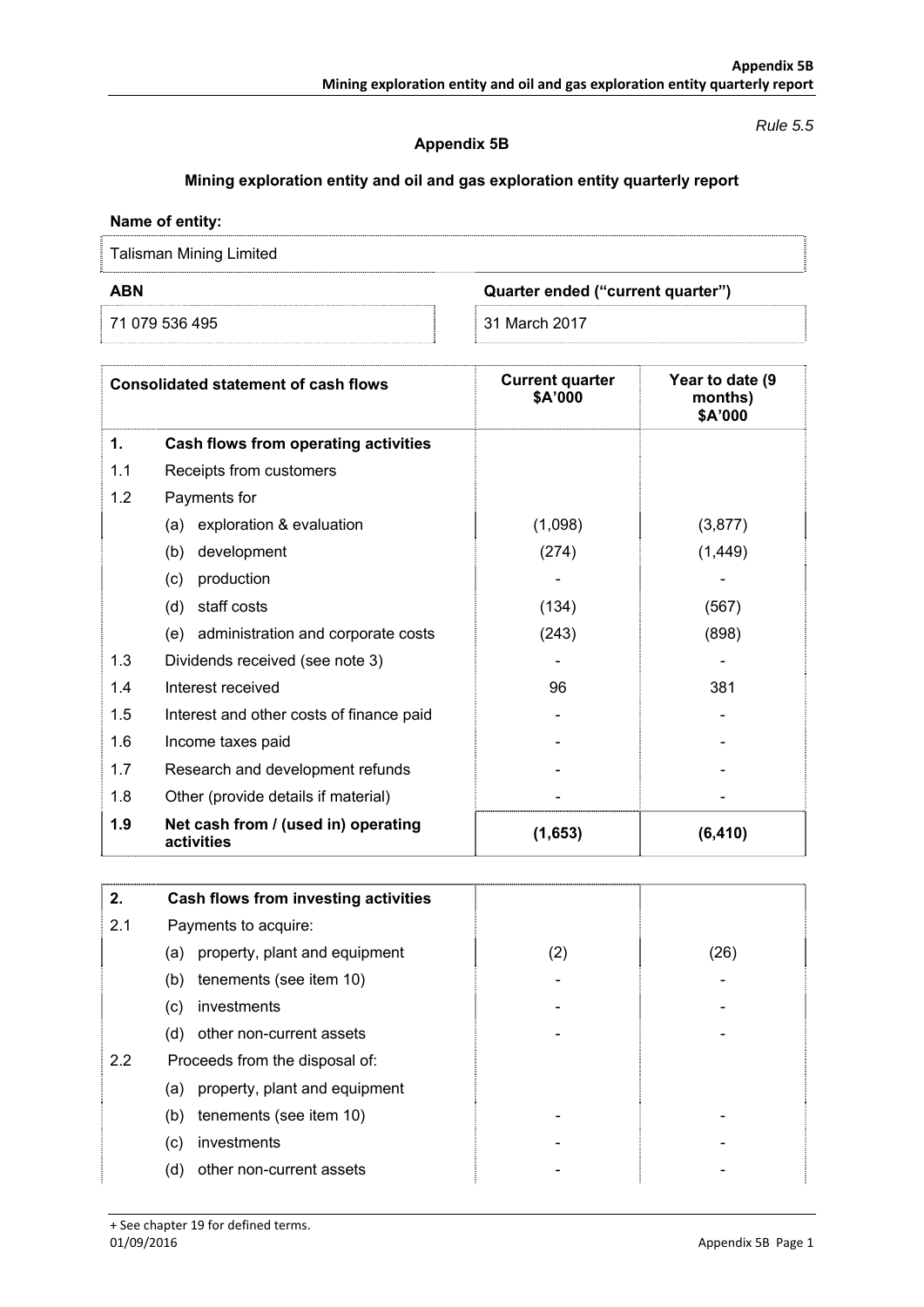*Rule 5.5*

**Appendix 5B**

**Mining exploration entity and oil and gas exploration entity quarterly report**

**Name of entity:**

Talisman Mining Limited

| **ABN** | **Quarter ended ("current quarter")** |
|---|---|
| 71 079 536 495 | 31 March 2017 |

| **Consolidated statement of cash flows** | | **Current quarter $A'000** | **Year to date (9 months) $A'000** |
|---|---|---|---|
| **1.** | **Cash flows from operating activities** | | |
| 1.1 | Receipts from customers | | |
| 1.2 | Payments for | | |
| | (a) exploration & evaluation | (1,098) | (3,877) |
| | (b) development | (274) | (1,449) |
| | (c) production | - | - |
| | (d) staff costs | (134) | (567) |
| | (e) administration and corporate costs | (243) | (898) |
| 1.3 | Dividends received (see note 3) | - | - |
| 1.4 | Interest received | 96 | 381 |
| 1.5 | Interest and other costs of finance paid | - | - |
| 1.6 | Income taxes paid | - | - |
| 1.7 | Research and development refunds | - | - |
| 1.8 | Other (provide details if material) | - | - |
| **1.9** | **Net cash from / (used in) operating activities** | **(1,653)** | **(6,410)** |

| | | | |
|---|---|---|---|
| **2.** | **Cash flows from investing activities** | | |
| 2.1 | Payments to acquire: | | |
| | (a) property, plant and equipment | (2) | (26) |
| | (b) tenements (see item 10) | - | - |
| | (c) investments | - | - |
| | (d) other non-current assets | - | - |
| 2.2 | Proceeds from the disposal of: | | |
| | (a) property, plant and equipment | | |
| | (b) tenements (see item 10) | - | - |
| | (c) investments | - | - |
| | (d) other non-current assets | - | - |

+ See chapter 19 for defined terms.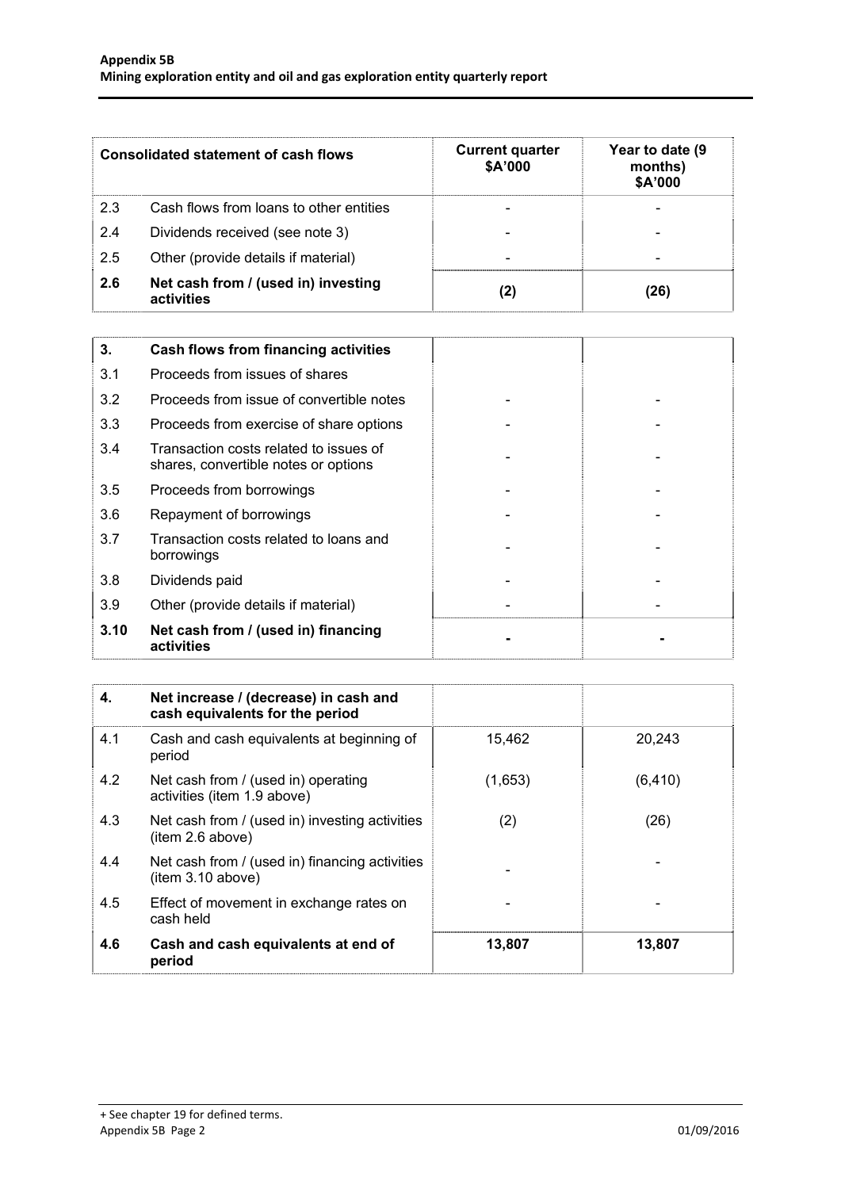| Consolidated statement of cash flows | | Current quarter $A'000 | Year to date (9 months) $A'000 |
|---|---|---|---|
| 2.3 | Cash flows from loans to other entities | - | - |
| 2.4 | Dividends received (see note 3) | - | - |
| 2.5 | Other (provide details if material) | - | - |
| **2.6** | **Net cash from / (used in) investing activities** | **(2)** | **(26)** |

| | | | |
|---|---|---|---|
| **3.** | **Cash flows from financing activities** | | |
| 3.1 | Proceeds from issues of shares | | |
| 3.2 | Proceeds from issue of convertible notes | - | - |
| 3.3 | Proceeds from exercise of share options | - | - |
| 3.4 | Transaction costs related to issues of shares, convertible notes or options | - | - |
| 3.5 | Proceeds from borrowings | - | - |
| 3.6 | Repayment of borrowings | - | - |
| 3.7 | Transaction costs related to loans and borrowings | - | - |
| 3.8 | Dividends paid | - | - |
| 3.9 | Other (provide details if material) | - | - |
| **3.10** | **Net cash from / (used in) financing activities** | **-** | **-** |

| | | | |
|---|---|---|---|
| **4.** | **Net increase / (decrease) in cash and cash equivalents for the period** | | |
| 4.1 | Cash and cash equivalents at beginning of period | 15,462 | 20,243 |
| 4.2 | Net cash from / (used in) operating activities (item 1.9 above) | (1,653) | (6,410) |
| 4.3 | Net cash from / (used in) investing activities (item 2.6 above) | (2) | (26) |
| 4.4 | Net cash from / (used in) financing activities (item 3.10 above) | - | - |
| 4.5 | Effect of movement in exchange rates on cash held | - | - |
| **4.6** | **Cash and cash equivalents at end of period** | **13,807** | **13,807** |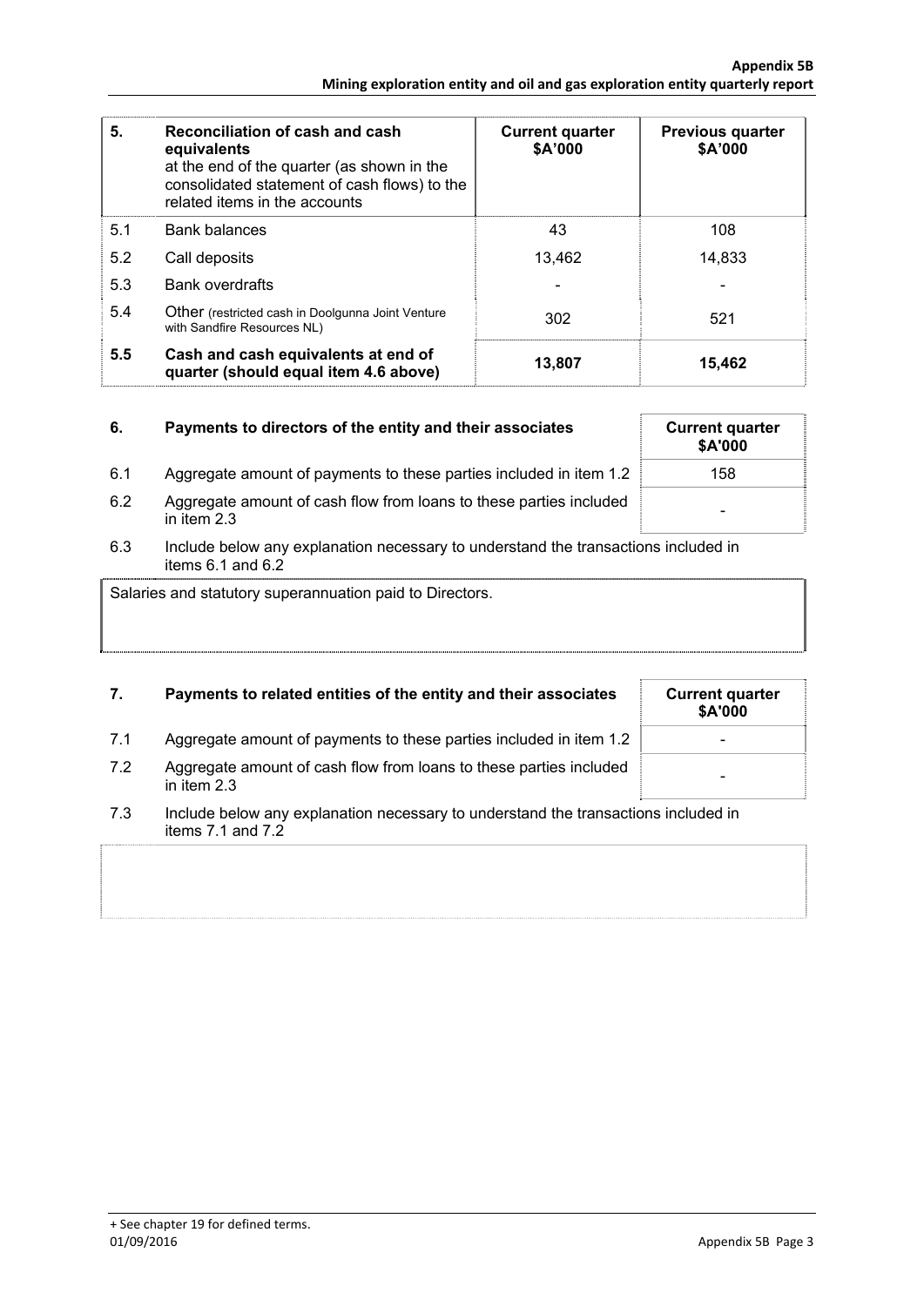| 5. | Reconciliation of cash and cash equivalents at the end of the quarter (as shown in the consolidated statement of cash flows) to the related items in the accounts | Current quarter \$A'000 | Previous quarter \$A'000 |
|---|---|---|---|
| 5.1 | Bank balances | 43 | 108 |
| 5.2 | Call deposits | 13,462 | 14,833 |
| 5.3 | Bank overdrafts | - | - |
| 5.4 | Other (restricted cash in Doolgunna Joint Venture with Sandfire Resources NL) | 302 | 521 |
| **5.5** | **Cash and cash equivalents at end of quarter (should equal item 4.6 above)** | **13,807** | **15,462** |

| 6. | Payments to directors of the entity and their associates | Current quarter \$A'000 |
|---|---|---|
| 6.1 | Aggregate amount of payments to these parties included in item 1.2 | 158 |
| 6.2 | Aggregate amount of cash flow from loans to these parties included in item 2.3 | - |

6.3 Include below any explanation necessary to understand the transactions included in items 6.1 and 6.2

Salaries and statutory superannuation paid to Directors.

| 7. | Payments to related entities of the entity and their associates | Current quarter \$A'000 |
|---|---|---|
| 7.1 | Aggregate amount of payments to these parties included in item 1.2 | - |
| 7.2 | Aggregate amount of cash flow from loans to these parties included in item 2.3 | - |

7.3 Include below any explanation necessary to understand the transactions included in items 7.1 and 7.2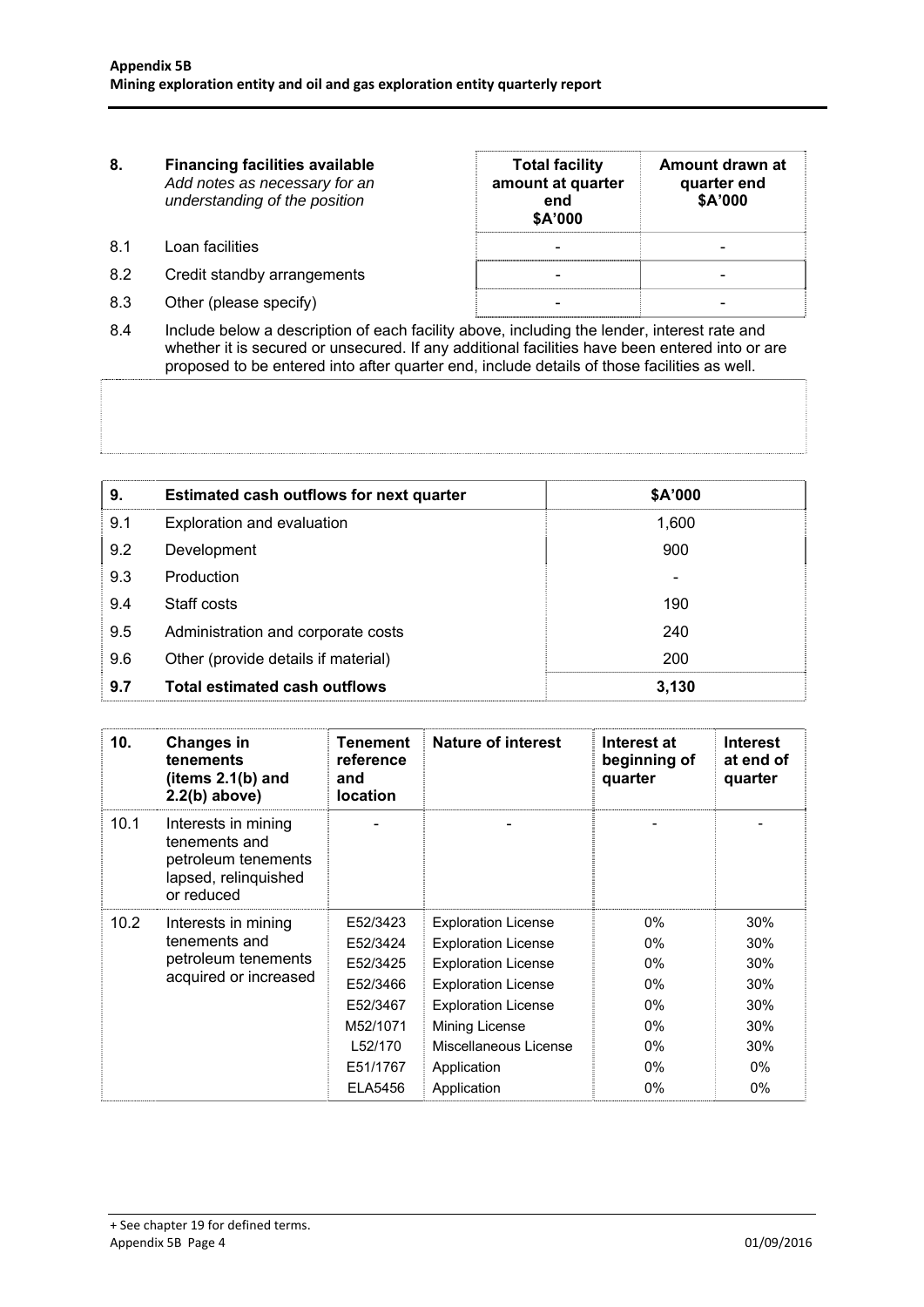| 8. | Financing facilities available<br>*Add notes as necessary for an understanding of the position* | Total facility amount at quarter end<br>$A'000 | Amount drawn at quarter end<br>$A'000 |
|---|---|---|---|
| 8.1 | Loan facilities | - | - |
| 8.2 | Credit standby arrangements | - | - |
| 8.3 | Other (please specify) | - | - |

8.4 Include below a description of each facility above, including the lender, interest rate and whether it is secured or unsecured. If any additional facilities have been entered into or are proposed to be entered into after quarter end, include details of those facilities as well.

| 9. | Estimated cash outflows for next quarter | $A'000 |
|---|---|---|
| 9.1 | Exploration and evaluation | 1,600 |
| 9.2 | Development | 900 |
| 9.3 | Production | - |
| 9.4 | Staff costs | 190 |
| 9.5 | Administration and corporate costs | 240 |
| 9.6 | Other (provide details if material) | 200 |
| **9.7** | **Total estimated cash outflows** | **3,130** |

| 10. | Changes in tenements (items 2.1(b) and 2.2(b) above) | Tenement reference and location | Nature of interest | Interest at beginning of quarter | Interest at end of quarter |
|---|---|---|---|---|---|
| 10.1 | Interests in mining tenements and petroleum tenements lapsed, relinquished or reduced | - | - | - | - |
| 10.2 | Interests in mining tenements and petroleum tenements acquired or increased | E52/3423 | Exploration License | 0% | 30% |
| | | E52/3424 | Exploration License | 0% | 30% |
| | | E52/3425 | Exploration License | 0% | 30% |
| | | E52/3466 | Exploration License | 0% | 30% |
| | | E52/3467 | Exploration License | 0% | 30% |
| | | M52/1071 | Mining License | 0% | 30% |
| | | L52/170 | Miscellaneous License | 0% | 30% |
| | | E51/1767 | Application | 0% | 0% |
| | | ELA5456 | Application | 0% | 0% |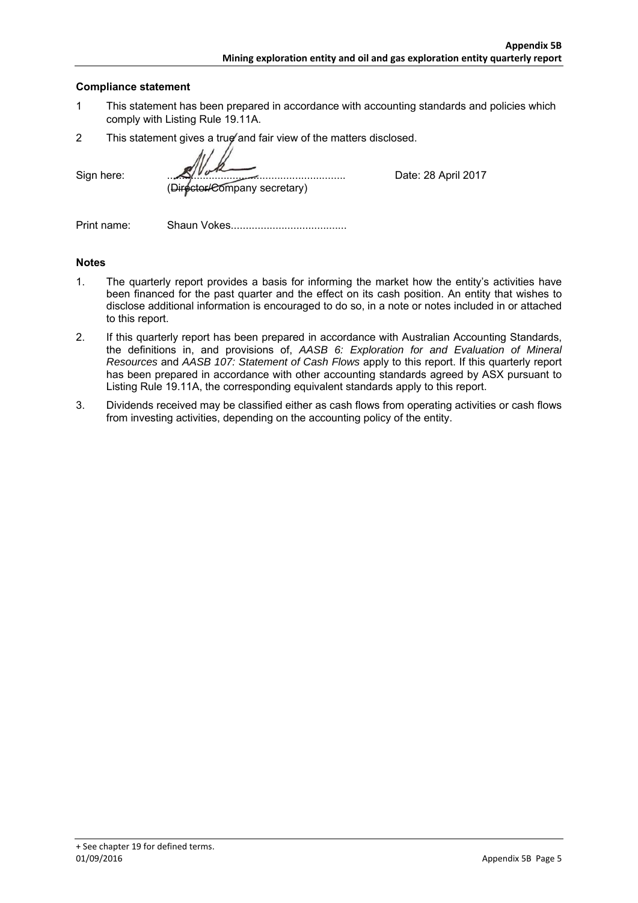**Compliance statement**

1. This statement has been prepared in accordance with accounting standards and policies which comply with Listing Rule 19.11A.
2. This statement gives a true and fair view of the matters disclosed.

Sign here: ............................................................ Date: 28 April 2017
(~~Director~~/Company secretary)

Print name: Shaun Vokes.......................................

**Notes**

1. The quarterly report provides a basis for informing the market how the entity's activities have been financed for the past quarter and the effect on its cash position. An entity that wishes to disclose additional information is encouraged to do so, in a note or notes included in or attached to this report.
2. If this quarterly report has been prepared in accordance with Australian Accounting Standards, the definitions in, and provisions of, *AASB 6: Exploration for and Evaluation of Mineral Resources* and *AASB 107: Statement of Cash Flows* apply to this report. If this quarterly report has been prepared in accordance with other accounting standards agreed by ASX pursuant to Listing Rule 19.11A, the corresponding equivalent standards apply to this report.
3. Dividends received may be classified either as cash flows from operating activities or cash flows from investing activities, depending on the accounting policy of the entity.

+ See chapter 19 for defined terms.